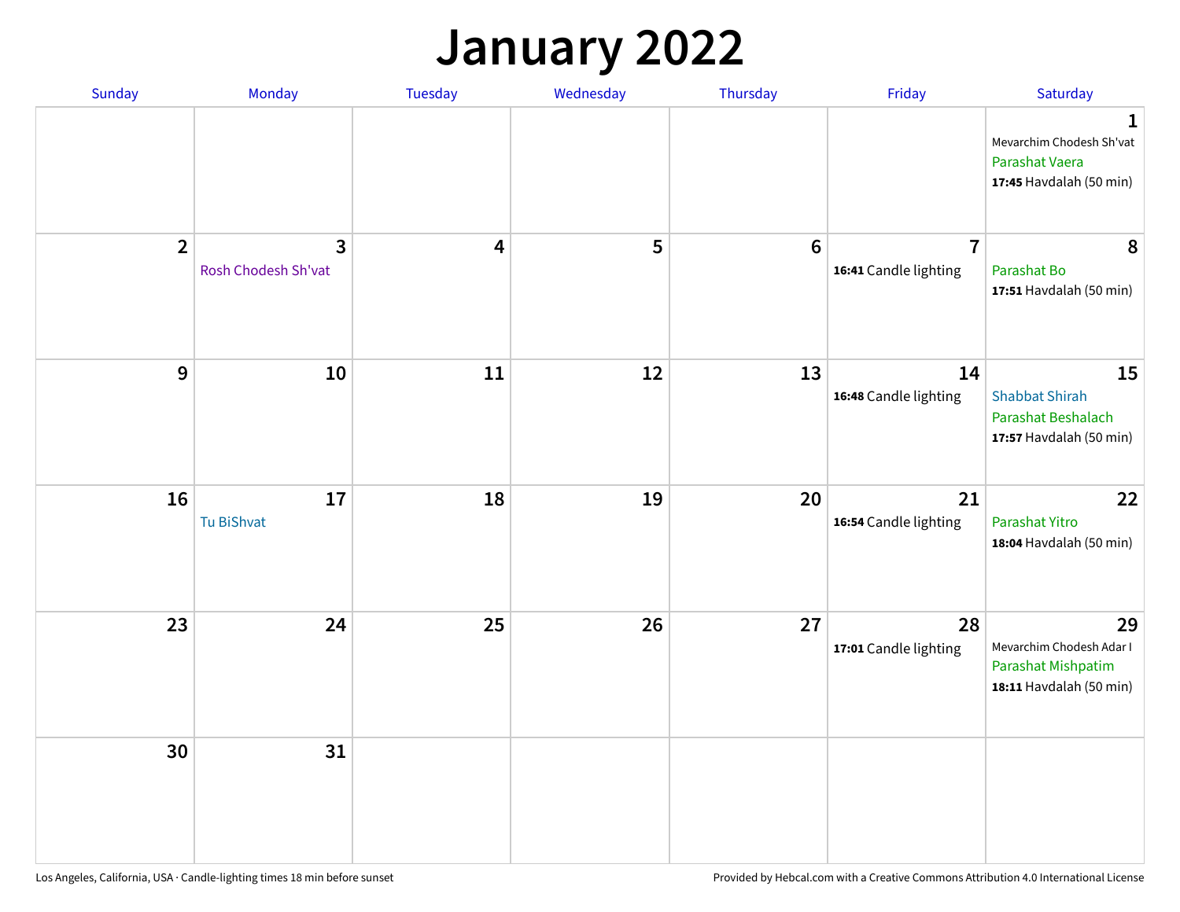# January 2022

| Sunday | Monday | Tuesday | Wednesday | Thursday | Friday | Saturday |
| --- | --- | --- | --- | --- | --- | --- |
| | | | | | | **1** Mevarchim Chodesh Sh'vat Parashat Vaera **17:45** Havdalah (50 min) |
| **2** | **3** Rosh Chodesh Sh'vat | **4** | **5** | **6** | **7** **16:41** Candle lighting | **8** Parashat Bo **17:51** Havdalah (50 min) |
| **9** | **10** | **11** | **12** | **13** | **14** **16:48** Candle lighting | **15** Shabbat Shirah Parashat Beshalach **17:57** Havdalah (50 min) |
| **16** | **17** Tu BiShvat | **18** | **19** | **20** | **21** **16:54** Candle lighting | **22** Parashat Yitro **18:04** Havdalah (50 min) |
| **23** | **24** | **25** | **26** | **27** | **28** **17:01** Candle lighting | **29** Mevarchim Chodesh Adar I Parashat Mishpatim **18:11** Havdalah (50 min) |
| **30** | **31** | | | | | |

Los Angeles, California, USA · Candle-lighting times 18 min before sunset

Provided by Hebcal.com with a Creative Commons Attribution 4.0 International License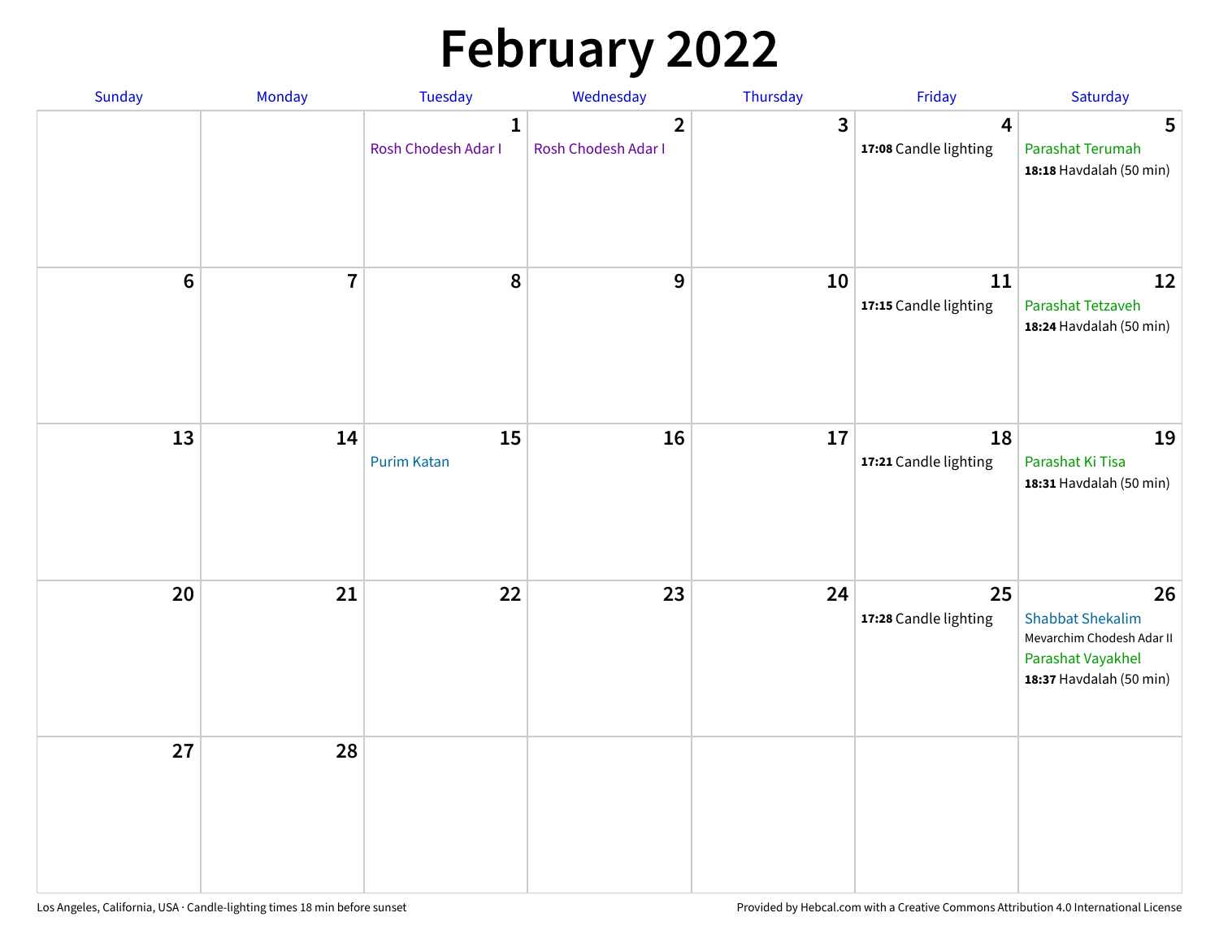# February 2022

| Sunday | Monday | Tuesday | Wednesday | Thursday | Friday | Saturday |
|---|---|---|---|---|---|---|
| | | 1<br>Rosh Chodesh Adar I | 2<br>Rosh Chodesh Adar I | 3 | 4<br>**17:08** Candle lighting | 5<br>Parashat Terumah<br>**18:18** Havdalah (50 min) |
| 6 | 7 | 8 | 9 | 10 | 11<br>**17:15** Candle lighting | 12<br>Parashat Tetzaveh<br>**18:24** Havdalah (50 min) |
| 13 | 14 | 15<br>Purim Katan | 16 | 17 | 18<br>**17:21** Candle lighting | 19<br>Parashat Ki Tisa<br>**18:31** Havdalah (50 min) |
| 20 | 21 | 22 | 23 | 24 | 25<br>**17:28** Candle lighting | 26<br>Shabbat Shekalim<br>Mevarchim Chodesh Adar II<br>Parashat Vayakhel<br>**18:37** Havdalah (50 min) |
| 27 | 28 | | | | | |

Los Angeles, California, USA · Candle-lighting times 18 min before sunset

Provided by Hebcal.com with a Creative Commons Attribution 4.0 International License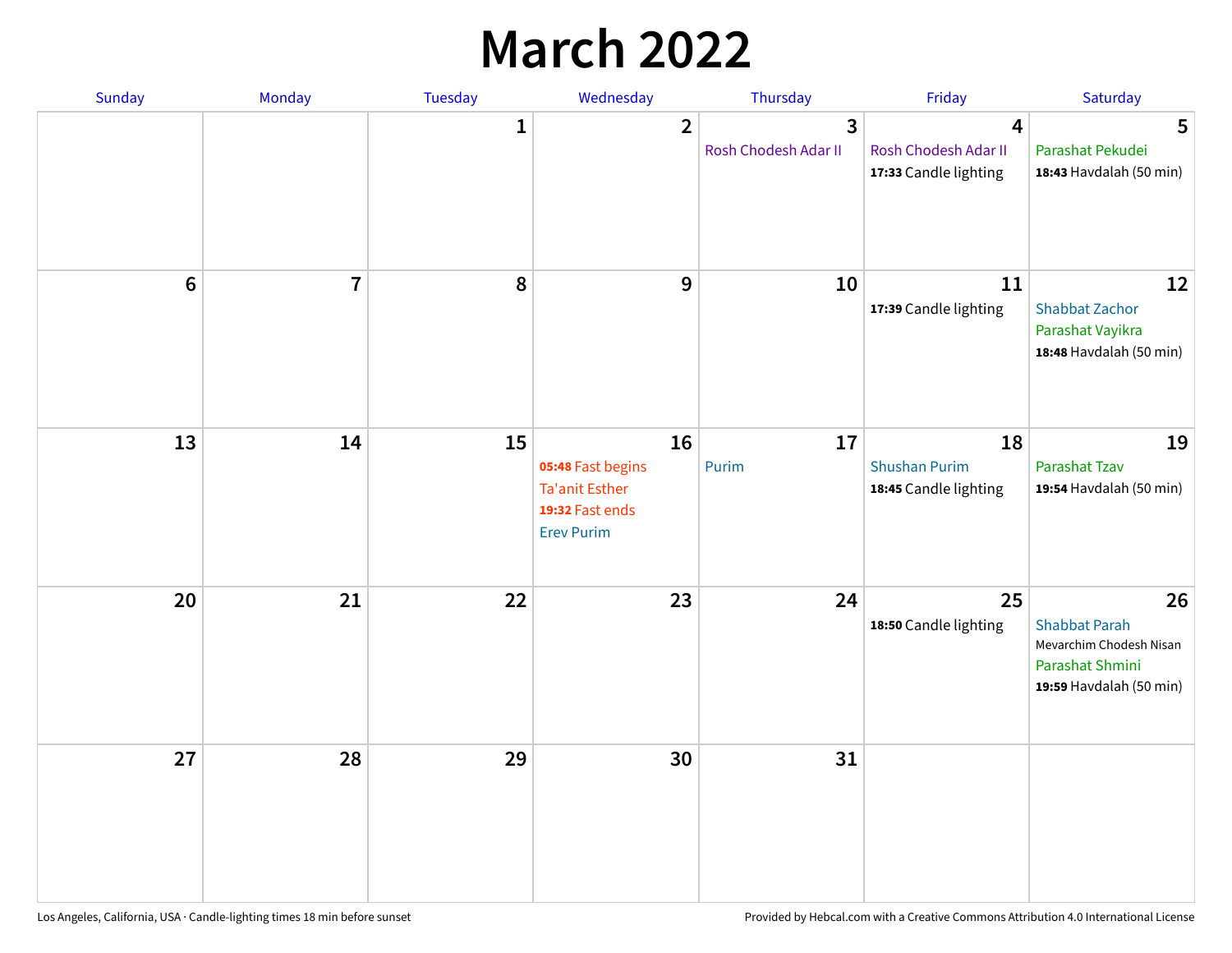# March 2022

| Sunday | Monday | Tuesday | Wednesday | Thursday | Friday | Saturday |
|---|---|---|---|---|---|---|
| | | 1 | 2 | 3<br>Rosh Chodesh Adar II | 4<br>Rosh Chodesh Adar II<br>**17:33** Candle lighting | 5<br>Parashat Pekudei<br>**18:43** Havdalah (50 min) |
| 6 | 7 | 8 | 9 | 10 | 11<br>**17:39** Candle lighting | 12<br>Shabbat Zachor<br>Parashat Vayikra<br>**18:48** Havdalah (50 min) |
| 13 | 14 | 15 | 16<br>**05:48** Fast begins<br>Ta'anit Esther<br>**19:32** Fast ends<br>Erev Purim | 17<br>Purim | 18<br>Shushan Purim<br>**18:45** Candle lighting | 19<br>Parashat Tzav<br>**19:54** Havdalah (50 min) |
| 20 | 21 | 22 | 23 | 24 | 25<br>**18:50** Candle lighting | 26<br>Shabbat Parah<br>Mevarchim Chodesh Nisan<br>Parashat Shmini<br>**19:59** Havdalah (50 min) |
| 27 | 28 | 29 | 30 | 31 | | |

Los Angeles, California, USA · Candle-lighting times 18 min before sunset

Provided by Hebcal.com with a Creative Commons Attribution 4.0 International License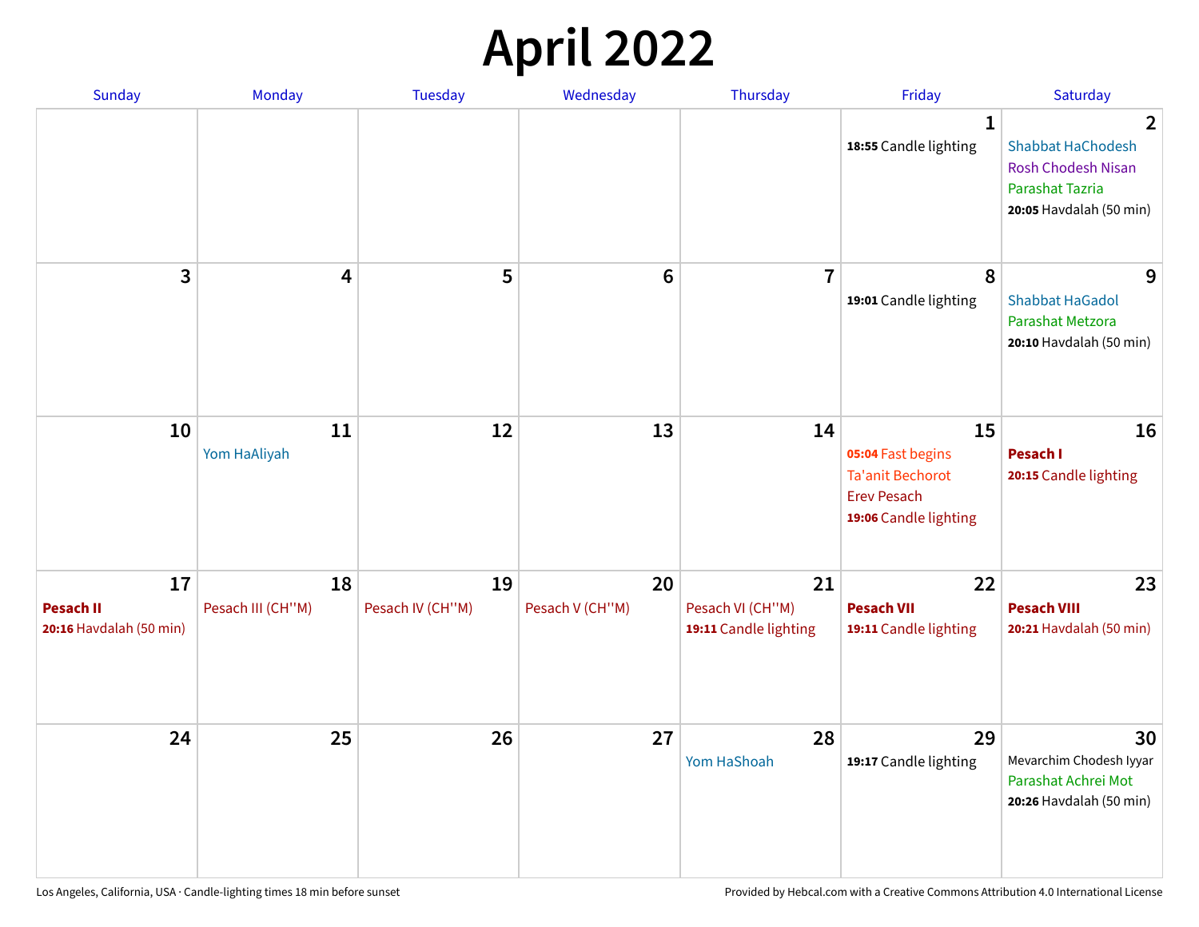# April 2022

| Sunday | Monday | Tuesday | Wednesday | Thursday | Friday | Saturday |
|---|---|---|---|---|---|---|
| | | | | | **1**<br>**18:55** Candle lighting | **2**<br>Shabbat HaChodesh<br>Rosh Chodesh Nisan<br>Parashat Tazria<br>**20:05** Havdalah (50 min) |
| **3** | **4** | **5** | **6** | **7** | **8**<br>**19:01** Candle lighting | **9**<br>Shabbat HaGadol<br>Parashat Metzora<br>**20:10** Havdalah (50 min) |
| **10** | **11**<br>Yom HaAliyah | **12** | **13** | **14** | **15**<br>**05:04** Fast begins<br>Ta'anit Bechorot<br>Erev Pesach<br>**19:06** Candle lighting | **16**<br>**Pesach I**<br>**20:15** Candle lighting |
| **17**<br>**Pesach II**<br>**20:16** Havdalah (50 min) | **18**<br>Pesach III (CH''M) | **19**<br>Pesach IV (CH''M) | **20**<br>Pesach V (CH''M) | **21**<br>Pesach VI (CH''M)<br>**19:11** Candle lighting | **22**<br>**Pesach VII**<br>**19:11** Candle lighting | **23**<br>**Pesach VIII**<br>**20:21** Havdalah (50 min) |
| **24** | **25** | **26** | **27** | **28**<br>Yom HaShoah | **29**<br>**19:17** Candle lighting | **30**<br>Mevarchim Chodesh Iyyar<br>Parashat Achrei Mot<br>**20:26** Havdalah (50 min) |

Los Angeles, California, USA · Candle-lighting times 18 min before sunset

Provided by Hebcal.com with a Creative Commons Attribution 4.0 International License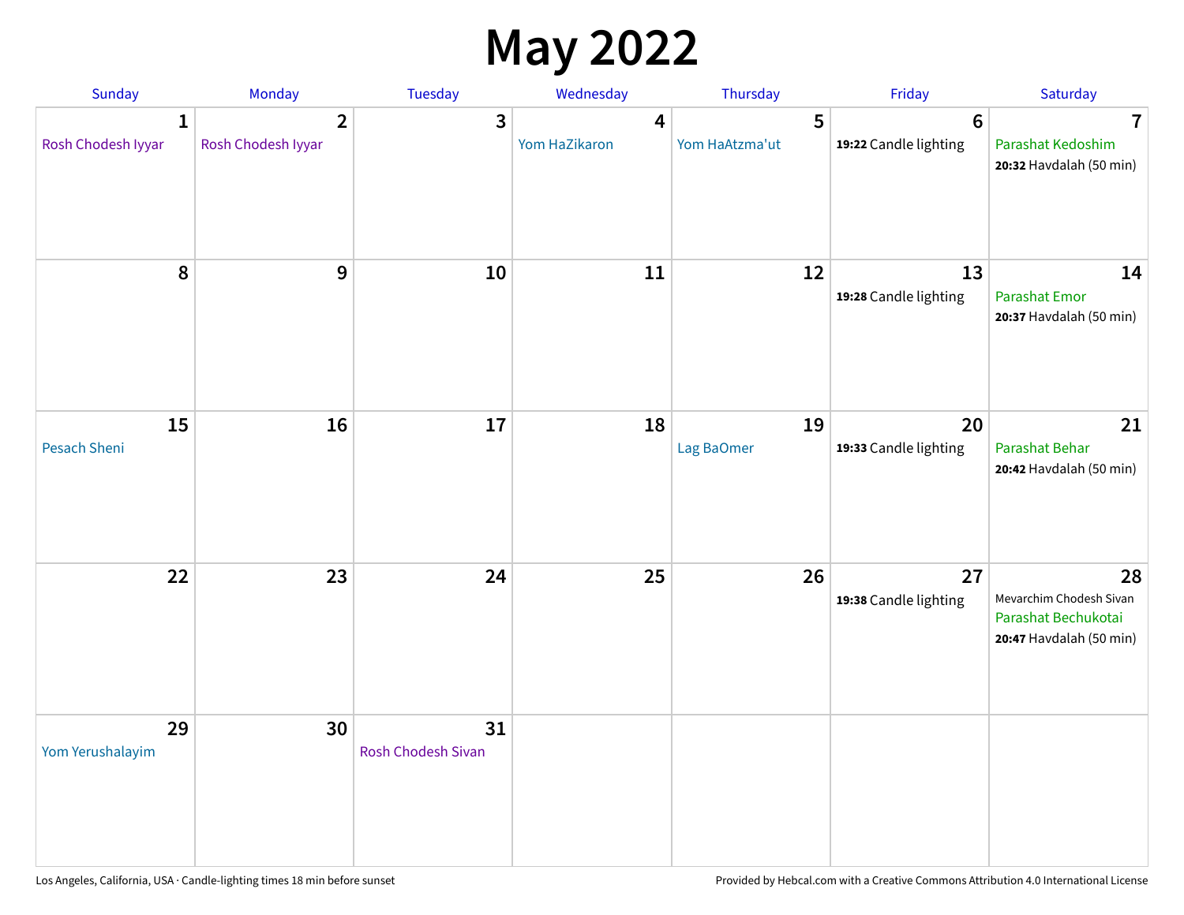# May 2022

| Sunday | Monday | Tuesday | Wednesday | Thursday | Friday | Saturday |
|---|---|---|---|---|---|---|
| **1**<br>Rosh Chodesh Iyyar | **2**<br>Rosh Chodesh Iyyar | **3** | **4**<br>Yom HaZikaron | **5**<br>Yom HaAtzma'ut | **6**<br>**19:22** Candle lighting | **7**<br>Parashat Kedoshim<br>**20:32** Havdalah (50 min) |
| **8** | **9** | **10** | **11** | **12** | **13**<br>**19:28** Candle lighting | **14**<br>Parashat Emor<br>**20:37** Havdalah (50 min) |
| **15**<br>Pesach Sheni | **16** | **17** | **18** | **19**<br>Lag BaOmer | **20**<br>**19:33** Candle lighting | **21**<br>Parashat Behar<br>**20:42** Havdalah (50 min) |
| **22** | **23** | **24** | **25** | **26** | **27**<br>**19:38** Candle lighting | **28**<br>Mevarchim Chodesh Sivan<br>Parashat Bechukotai<br>**20:47** Havdalah (50 min) |
| **29**<br>Yom Yerushalayim | **30** | **31**<br>Rosh Chodesh Sivan | | | | |

Los Angeles, California, USA · Candle-lighting times 18 min before sunset

Provided by Hebcal.com with a Creative Commons Attribution 4.0 International License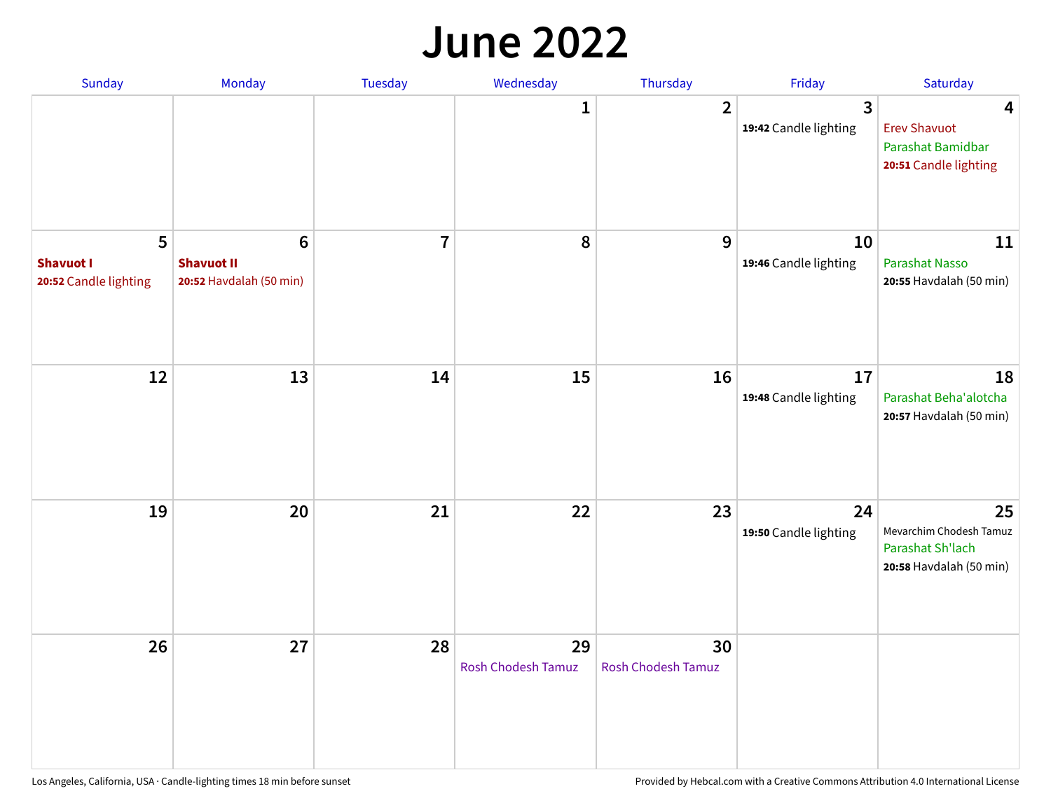# June 2022

| Sunday | Monday | Tuesday | Wednesday | Thursday | Friday | Saturday |
|---|---|---|---|---|---|---|
| | | | 1 | 2 | 3<br>**19:42** Candle lighting | 4<br>Erev Shavuot<br>Parashat Bamidbar<br>**20:51** Candle lighting |
| 5<br>**Shavuot I**<br>**20:52** Candle lighting | 6<br>**Shavuot II**<br>**20:52** Havdalah (50 min) | 7 | 8 | 9 | 10<br>**19:46** Candle lighting | 11<br>Parashat Nasso<br>**20:55** Havdalah (50 min) |
| 12 | 13 | 14 | 15 | 16 | 17<br>**19:48** Candle lighting | 18<br>Parashat Beha'alotcha<br>**20:57** Havdalah (50 min) |
| 19 | 20 | 21 | 22 | 23 | 24<br>**19:50** Candle lighting | 25<br>Mevarchim Chodesh Tamuz<br>Parashat Sh'lach<br>**20:58** Havdalah (50 min) |
| 26 | 27 | 28 | 29<br>Rosh Chodesh Tamuz | 30<br>Rosh Chodesh Tamuz | | |

Los Angeles, California, USA · Candle-lighting times 18 min before sunset

Provided by Hebcal.com with a Creative Commons Attribution 4.0 International License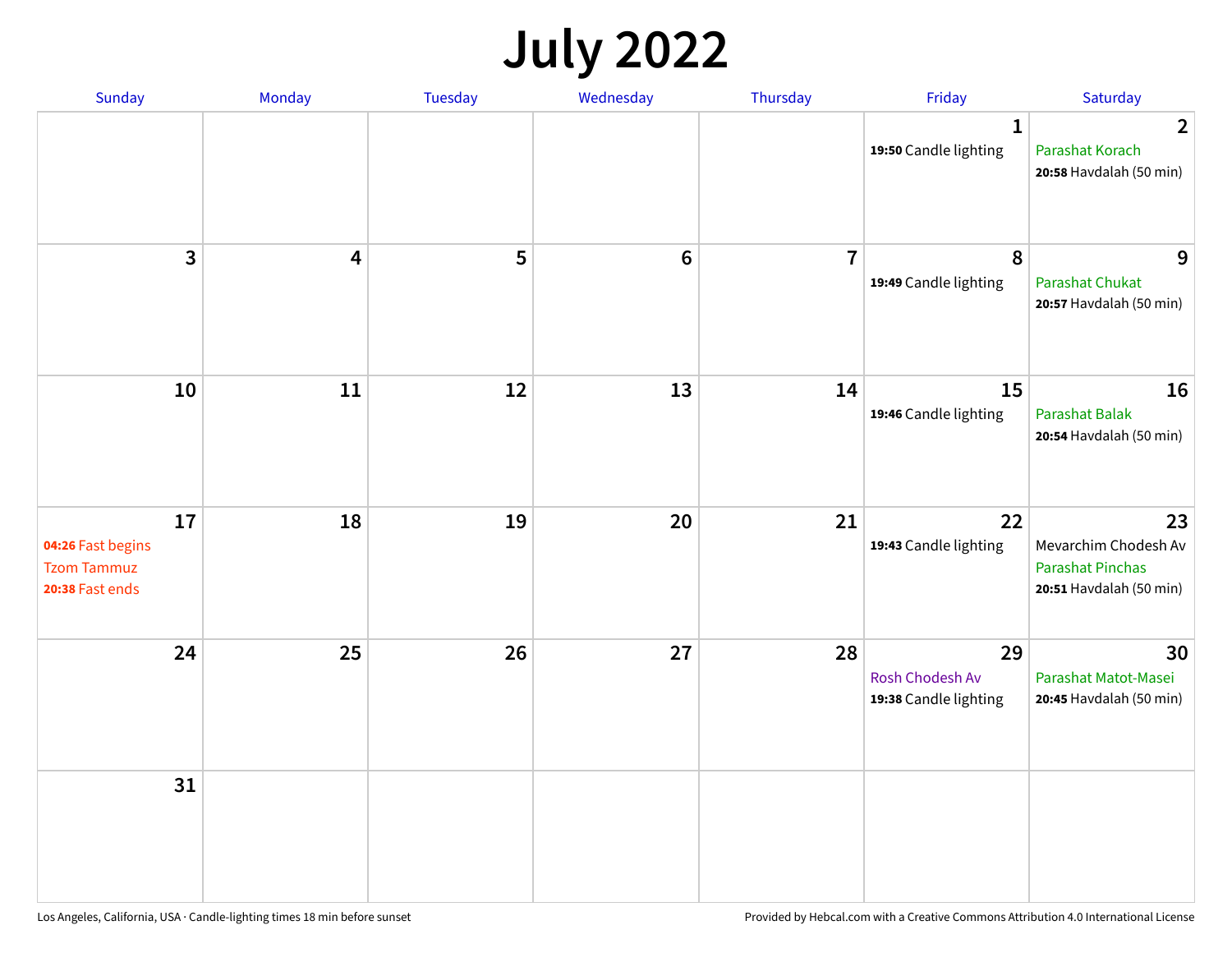# July 2022

| Sunday | Monday | Tuesday | Wednesday | Thursday | Friday | Saturday |
|---|---|---|---|---|---|---|
| | | | | | 1<br>**19:50** Candle lighting | 2<br>Parashat Korach<br>**20:58** Havdalah (50 min) |
| 3 | 4 | 5 | 6 | 7 | 8<br>**19:49** Candle lighting | 9<br>Parashat Chukat<br>**20:57** Havdalah (50 min) |
| 10 | 11 | 12 | 13 | 14 | 15<br>**19:46** Candle lighting | 16<br>Parashat Balak<br>**20:54** Havdalah (50 min) |
| 17<br>**04:26** Fast begins<br>Tzom Tammuz<br>**20:38** Fast ends | 18 | 19 | 20 | 21 | 22<br>**19:43** Candle lighting | 23<br>Mevarchim Chodesh Av<br>Parashat Pinchas<br>**20:51** Havdalah (50 min) |
| 24 | 25 | 26 | 27 | 28 | 29<br>Rosh Chodesh Av<br>**19:38** Candle lighting | 30<br>Parashat Matot-Masei<br>**20:45** Havdalah (50 min) |
| 31 | | | | | | |

Los Angeles, California, USA · Candle-lighting times 18 min before sunset

Provided by Hebcal.com with a Creative Commons Attribution 4.0 International License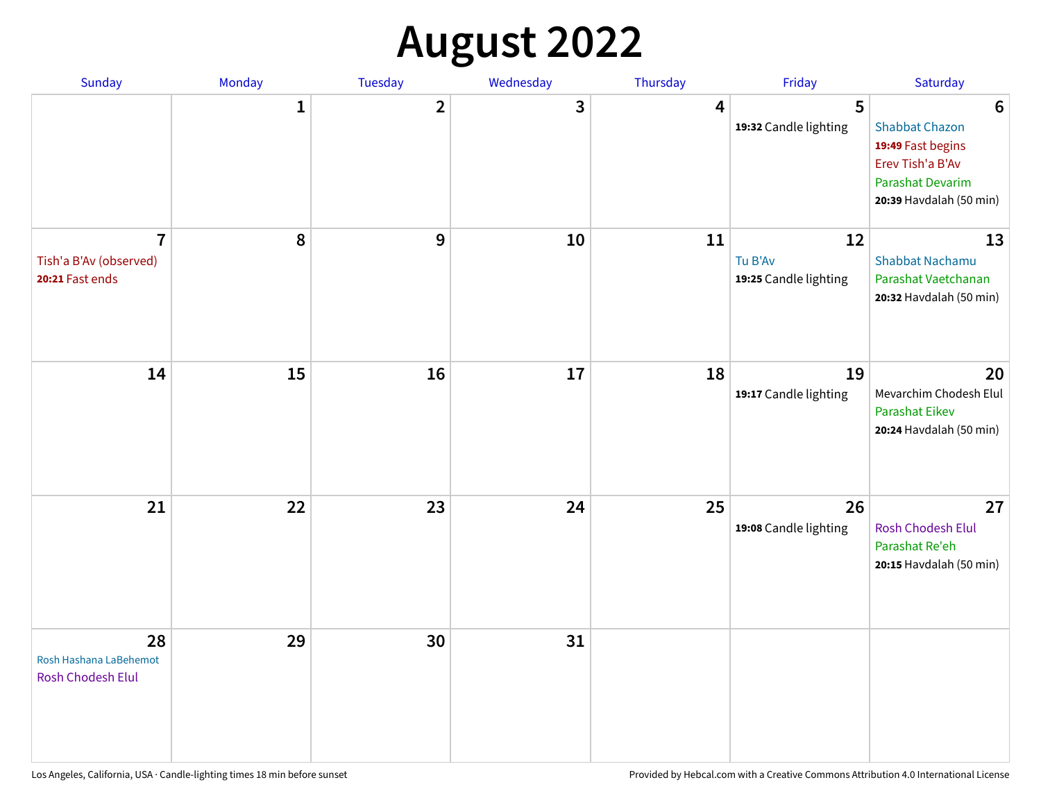# August 2022

| Sunday | Monday | Tuesday | Wednesday | Thursday | Friday | Saturday |
| --- | --- | --- | --- | --- | --- | --- |
| | 1 | 2 | 3 | 4 | 5<br>**19:32** Candle lighting | 6<br>Shabbat Chazon<br>**19:49** Fast begins<br>Erev Tish'a B'Av<br>Parashat Devarim<br>**20:39** Havdalah (50 min) |
| 7<br>Tish'a B'Av (observed)<br>**20:21** Fast ends | 8 | 9 | 10 | 11 | 12<br>Tu B'Av<br>**19:25** Candle lighting | 13<br>Shabbat Nachamu<br>Parashat Vaetchanan<br>**20:32** Havdalah (50 min) |
| 14 | 15 | 16 | 17 | 18 | 19<br>**19:17** Candle lighting | 20<br>Mevarchim Chodesh Elul<br>Parashat Eikev<br>**20:24** Havdalah (50 min) |
| 21 | 22 | 23 | 24 | 25 | 26<br>**19:08** Candle lighting | 27<br>Rosh Chodesh Elul<br>Parashat Re'eh<br>**20:15** Havdalah (50 min) |
| 28<br>Rosh Hashana LaBehemot<br>Rosh Chodesh Elul | 29 | 30 | 31 | | | |

Los Angeles, California, USA · Candle-lighting times 18 min before sunset

Provided by Hebcal.com with a Creative Commons Attribution 4.0 International License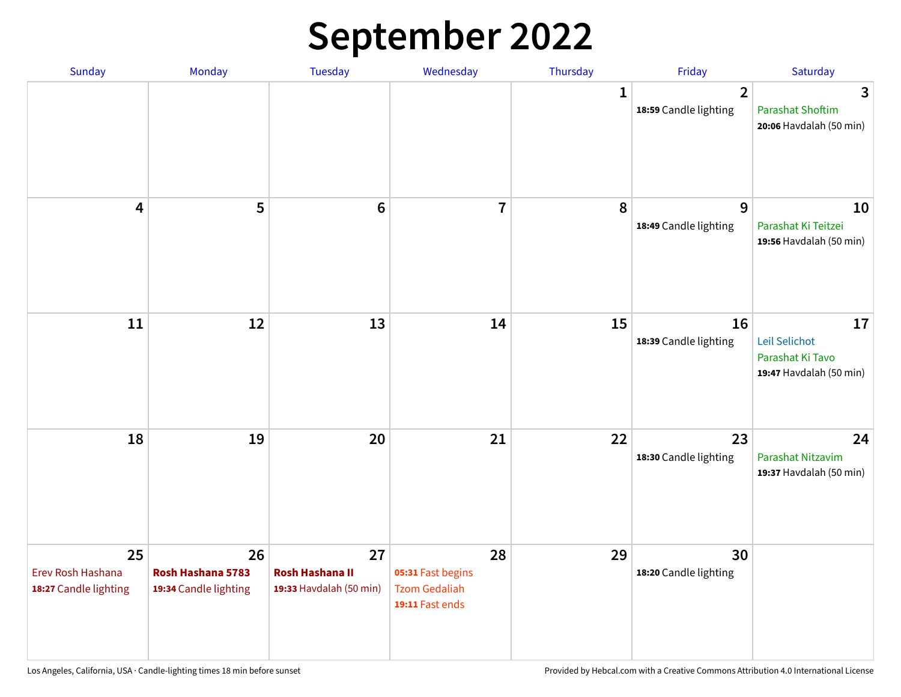# September 2022

| Sunday | Monday | Tuesday | Wednesday | Thursday | Friday | Saturday |
|---|---|---|---|---|---|---|
| | | | | 1 | 2<br>**18:59** Candle lighting | 3<br>Parashat Shoftim<br>**20:06** Havdalah (50 min) |
| 4 | 5 | 6 | 7 | 8 | 9<br>**18:49** Candle lighting | 10<br>Parashat Ki Teitzei<br>**19:56** Havdalah (50 min) |
| 11 | 12 | 13 | 14 | 15 | 16<br>**18:39** Candle lighting | 17<br>Leil Selichot<br>Parashat Ki Tavo<br>**19:47** Havdalah (50 min) |
| 18 | 19 | 20 | 21 | 22 | 23<br>**18:30** Candle lighting | 24<br>Parashat Nitzavim<br>**19:37** Havdalah (50 min) |
| 25<br>Erev Rosh Hashana<br>**18:27** Candle lighting | 26<br>**Rosh Hashana 5783**<br>**19:34** Candle lighting | 27<br>**Rosh Hashana II**<br>**19:33** Havdalah (50 min) | 28<br>**05:31** Fast begins<br>Tzom Gedaliah<br>**19:11** Fast ends | 29 | 30<br>**18:20** Candle lighting | |

Los Angeles, California, USA · Candle-lighting times 18 min before sunset

Provided by Hebcal.com with a Creative Commons Attribution 4.0 International License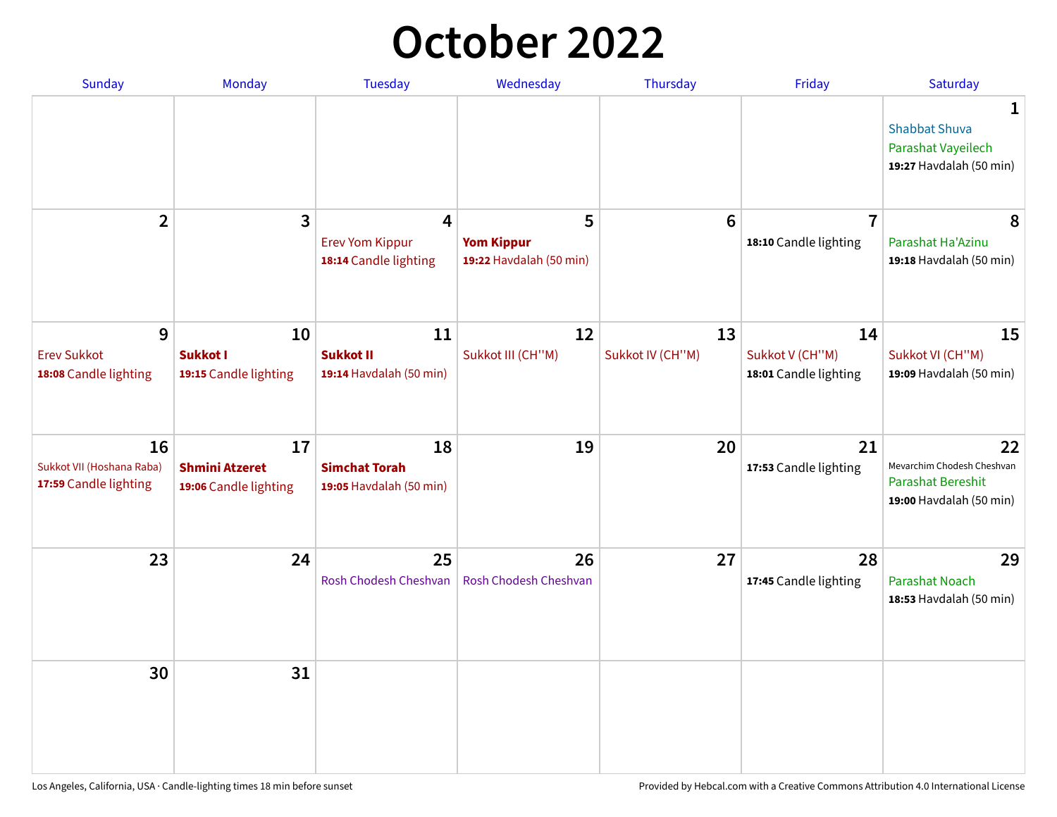# October 2022

| Sunday | Monday | Tuesday | Wednesday | Thursday | Friday | Saturday |
|---|---|---|---|---|---|---|
| | | | | | | **1** Shabbat Shuva Parashat Vayeilech **19:27** Havdalah (50 min) |
| **2** | **3** | **4** Erev Yom Kippur **18:14** Candle lighting | **5** **Yom Kippur** **19:22** Havdalah (50 min) | **6** | **7** **18:10** Candle lighting | **8** Parashat Ha'Azinu **19:18** Havdalah (50 min) |
| **9** Erev Sukkot **18:08** Candle lighting | **10** **Sukkot I** **19:15** Candle lighting | **11** **Sukkot II** **19:14** Havdalah (50 min) | **12** Sukkot III (CH''M) | **13** Sukkot IV (CH''M) | **14** Sukkot V (CH''M) **18:01** Candle lighting | **15** Sukkot VI (CH''M) **19:09** Havdalah (50 min) |
| **16** Sukkot VII (Hoshana Raba) **17:59** Candle lighting | **17** **Shmini Atzeret** **19:06** Candle lighting | **18** **Simchat Torah** **19:05** Havdalah (50 min) | **19** | **20** | **21** **17:53** Candle lighting | **22** Mevarchim Chodesh Cheshvan Parashat Bereshit **19:00** Havdalah (50 min) |
| **23** | **24** | **25** Rosh Chodesh Cheshvan | **26** Rosh Chodesh Cheshvan | **27** | **28** **17:45** Candle lighting | **29** Parashat Noach **18:53** Havdalah (50 min) |
| **30** | **31** | | | | | |

Los Angeles, California, USA · Candle-lighting times 18 min before sunset

Provided by Hebcal.com with a Creative Commons Attribution 4.0 International License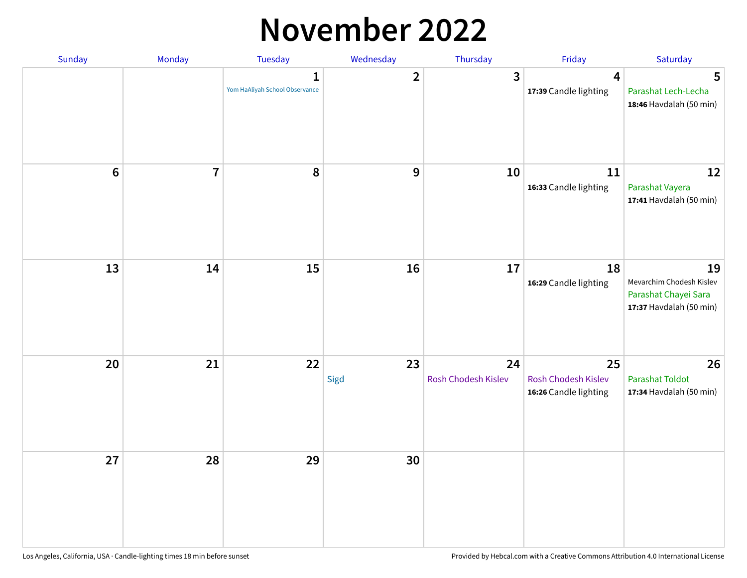# November 2022

| Sunday | Monday | Tuesday | Wednesday | Thursday | Friday | Saturday |
|---|---|---|---|---|---|---|
| | | **1** Yom HaAliyah School Observance | **2** | **3** | **4** **17:39** Candle lighting | **5** Parashat Lech-Lecha **18:46** Havdalah (50 min) |
| **6** | **7** | **8** | **9** | **10** | **11** **16:33** Candle lighting | **12** Parashat Vayera **17:41** Havdalah (50 min) |
| **13** | **14** | **15** | **16** | **17** | **18** **16:29** Candle lighting | **19** Mevarchim Chodesh Kislev Parashat Chayei Sara **17:37** Havdalah (50 min) |
| **20** | **21** | **22** | **23** Sigd | **24** Rosh Chodesh Kislev | **25** Rosh Chodesh Kislev **16:26** Candle lighting | **26** Parashat Toldot **17:34** Havdalah (50 min) |
| **27** | **28** | **29** | **30** | | | |

Los Angeles, California, USA · Candle-lighting times 18 min before sunset

Provided by Hebcal.com with a Creative Commons Attribution 4.0 International License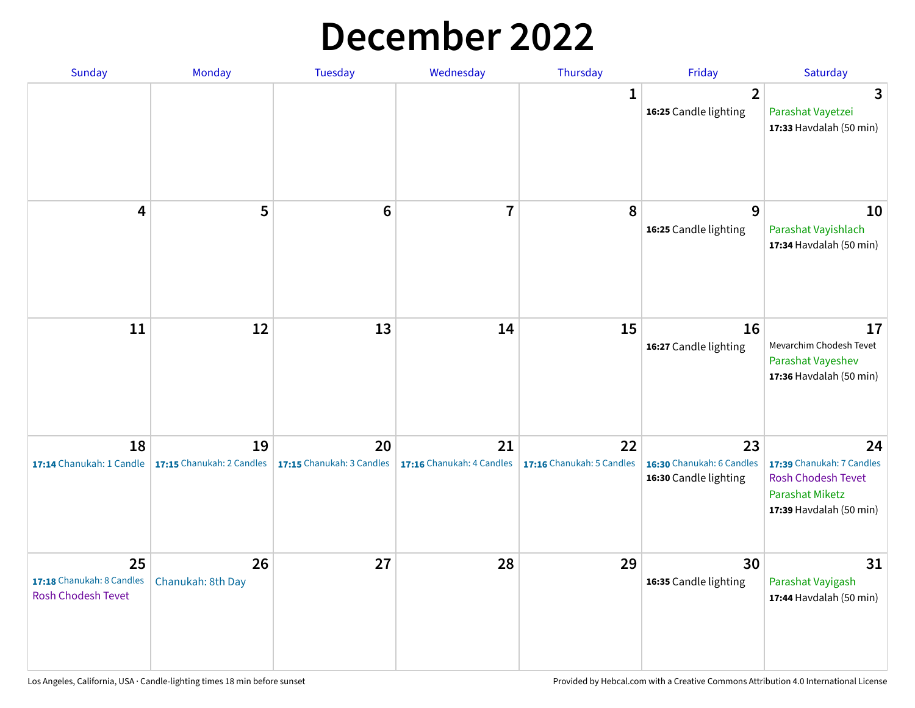# December 2022

| Sunday | Monday | Tuesday | Wednesday | Thursday | Friday | Saturday |
|---|---|---|---|---|---|---|
| | | | | 1 | 2<br>**16:25** Candle lighting | 3<br>Parashat Vayetzei<br>**17:33** Havdalah (50 min) |
| 4 | 5 | 6 | 7 | 8 | 9<br>**16:25** Candle lighting | 10<br>Parashat Vayishlach<br>**17:34** Havdalah (50 min) |
| 11 | 12 | 13 | 14 | 15 | 16<br>**16:27** Candle lighting | 17<br>Mevarchim Chodesh Tevet<br>Parashat Vayeshev<br>**17:36** Havdalah (50 min) |
| 18<br>**17:14** Chanukah: 1 Candle | 19<br>**17:15** Chanukah: 2 Candles | 20<br>**17:15** Chanukah: 3 Candles | 21<br>**17:16** Chanukah: 4 Candles | 22<br>**17:16** Chanukah: 5 Candles | 23<br>**16:30** Chanukah: 6 Candles<br>**16:30** Candle lighting | 24<br>**17:39** Chanukah: 7 Candles<br>Rosh Chodesh Tevet<br>Parashat Miketz<br>**17:39** Havdalah (50 min) |
| 25<br>**17:18** Chanukah: 8 Candles<br>Rosh Chodesh Tevet | 26<br>Chanukah: 8th Day | 27 | 28 | 29 | 30<br>**16:35** Candle lighting | 31<br>Parashat Vayigash<br>**17:44** Havdalah (50 min) |

Los Angeles, California, USA · Candle-lighting times 18 min before sunset

Provided by Hebcal.com with a Creative Commons Attribution 4.0 International License